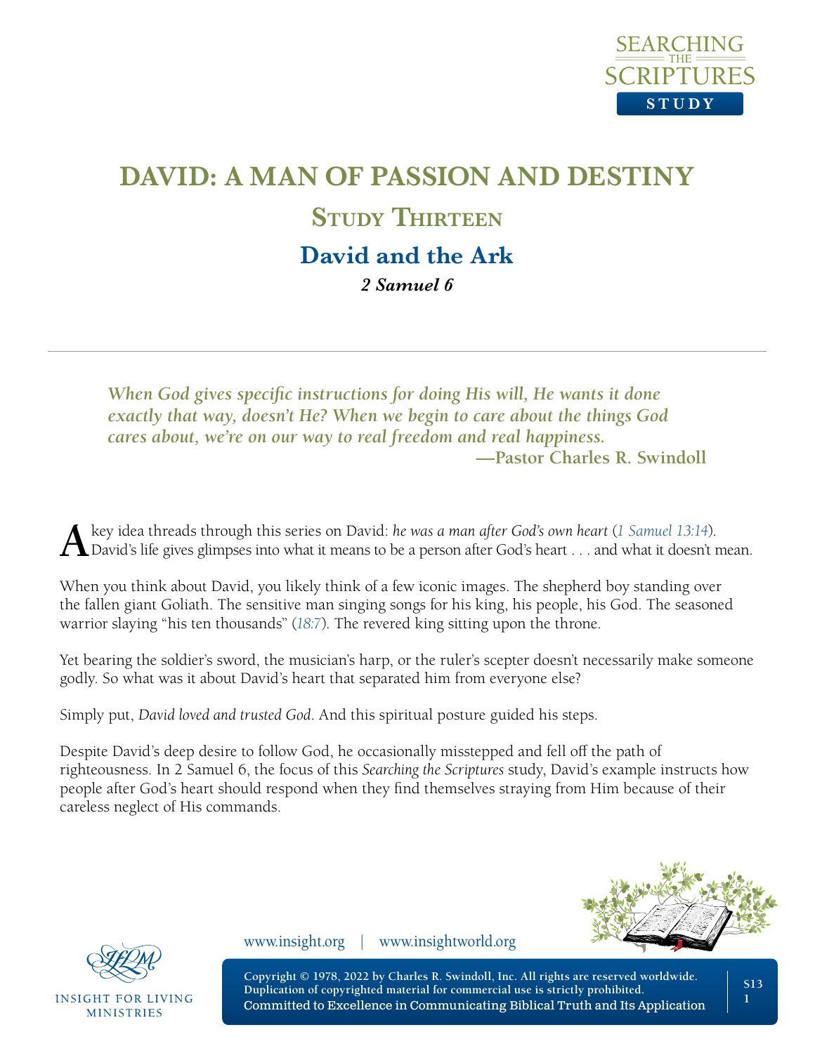# DAVID: A MAN OF PASSION AND DESTINY

## Study Thirteen

## David and the Ark

***2 Samuel 6***

---

***When God gives specific instructions for doing His will, He wants it done exactly that way, doesn't He? When we begin to care about the things God cares about, we're on our way to real freedom and real happiness.***

**—Pastor Charles R. Swindoll**

A key idea threads through this series on David: *he was a man after God's own heart* (1 Samuel 13:14). David's life gives glimpses into what it means to be a person after God's heart . . . and what it doesn't mean.

When you think about David, you likely think of a few iconic images. The shepherd boy standing over the fallen giant Goliath. The sensitive man singing songs for his king, his people, his God. The seasoned warrior slaying "his ten thousands" (18:7). The revered king sitting upon the throne.

Yet bearing the soldier's sword, the musician's harp, or the ruler's scepter doesn't necessarily make someone godly. So what was it about David's heart that separated him from everyone else?

Simply put, *David loved and trusted God*. And this spiritual posture guided his steps.

Despite David's deep desire to follow God, he occasionally misstepped and fell off the path of righteousness. In 2 Samuel 6, the focus of this *Searching the Scriptures* study, David's example instructs how people after God's heart should respond when they find themselves straying from Him because of their careless neglect of His commands.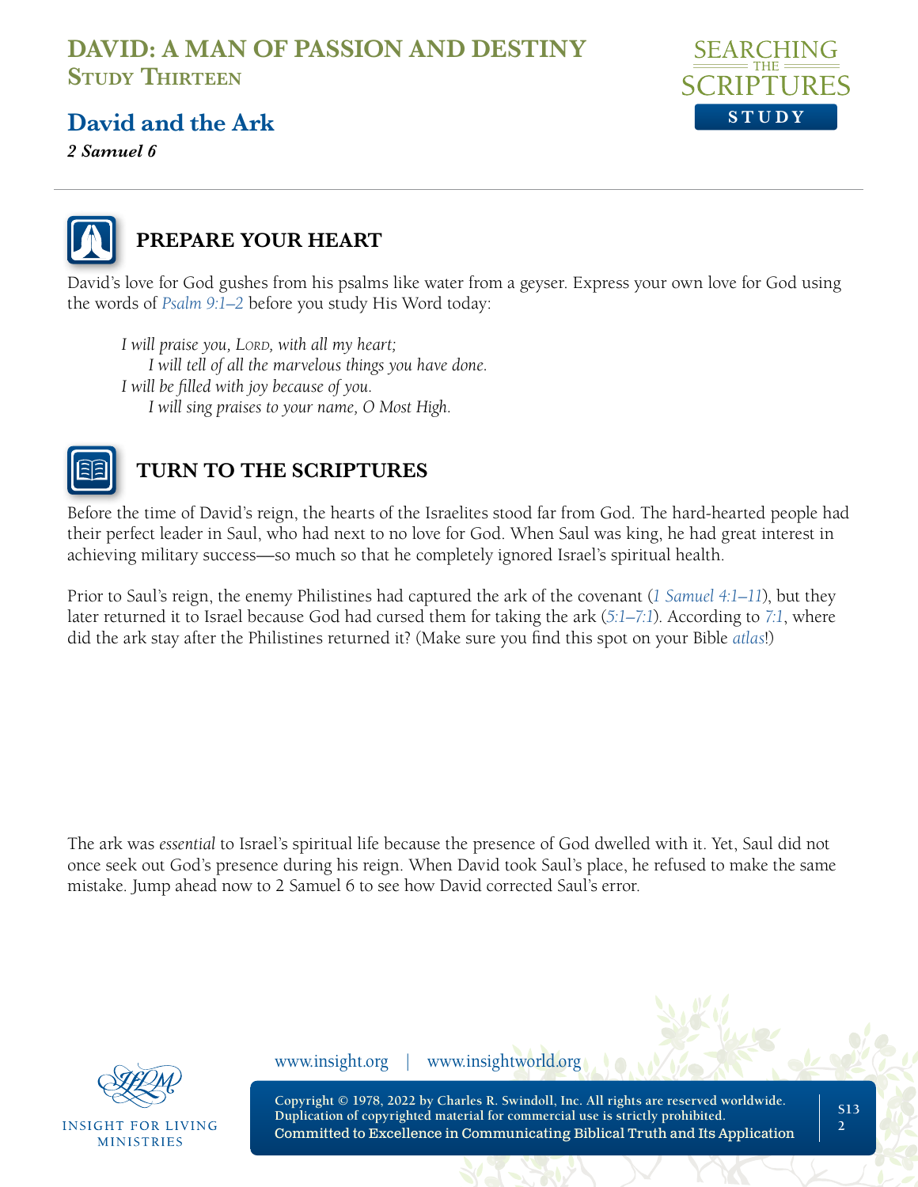# DAVID: A MAN OF PASSION AND DESTINY
## Study Thirteen

## David and the Ark

***2 Samuel 6***

### PREPARE YOUR HEART

David's love for God gushes from his psalms like water from a geyser. Express your own love for God using the words of *Psalm 9:1–2* before you study His Word today:

> *I will praise you, Lord, with all my heart;*
> *I will tell of all the marvelous things you have done.*
> *I will be filled with joy because of you.*
> *I will sing praises to your name, O Most High.*

### TURN TO THE SCRIPTURES

Before the time of David's reign, the hearts of the Israelites stood far from God. The hard-hearted people had their perfect leader in Saul, who had next to no love for God. When Saul was king, he had great interest in achieving military success—so much so that he completely ignored Israel's spiritual health.

Prior to Saul's reign, the enemy Philistines had captured the ark of the covenant (*1 Samuel 4:1–11*), but they later returned it to Israel because God had cursed them for taking the ark (*5:1–7:1*). According to *7:1*, where did the ark stay after the Philistines returned it? (Make sure you find this spot on your Bible *atlas*!)

The ark was *essential* to Israel's spiritual life because the presence of God dwelled with it. Yet, Saul did not once seek out God's presence during his reign. When David took Saul's place, he refused to make the same mistake. Jump ahead now to 2 Samuel 6 to see how David corrected Saul's error.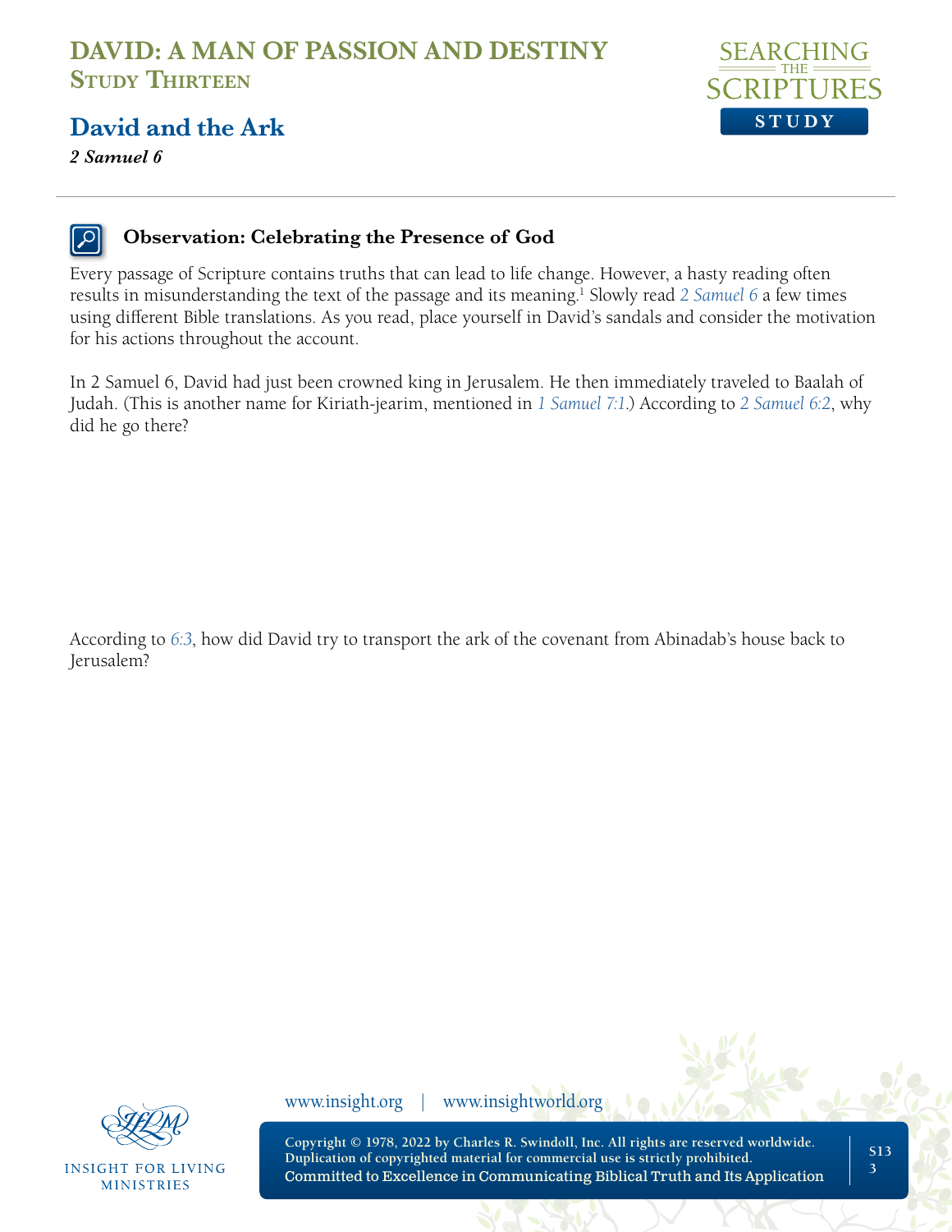# DAVID: A MAN OF PASSION AND DESTINY
## Study Thirteen

## David and the Ark

***2 Samuel 6***

### Observation: Celebrating the Presence of God

Every passage of Scripture contains truths that can lead to life change. However, a hasty reading often results in misunderstanding the text of the passage and its meaning.[1] Slowly read *2 Samuel 6* a few times using different Bible translations. As you read, place yourself in David's sandals and consider the motivation for his actions throughout the account.

In 2 Samuel 6, David had just been crowned king in Jerusalem. He then immediately traveled to Baalah of Judah. (This is another name for Kiriath-jearim, mentioned in *1 Samuel 7:1*.) According to *2 Samuel 6:2*, why did he go there?

According to *6:3*, how did David try to transport the ark of the covenant from Abinadab's house back to Jerusalem?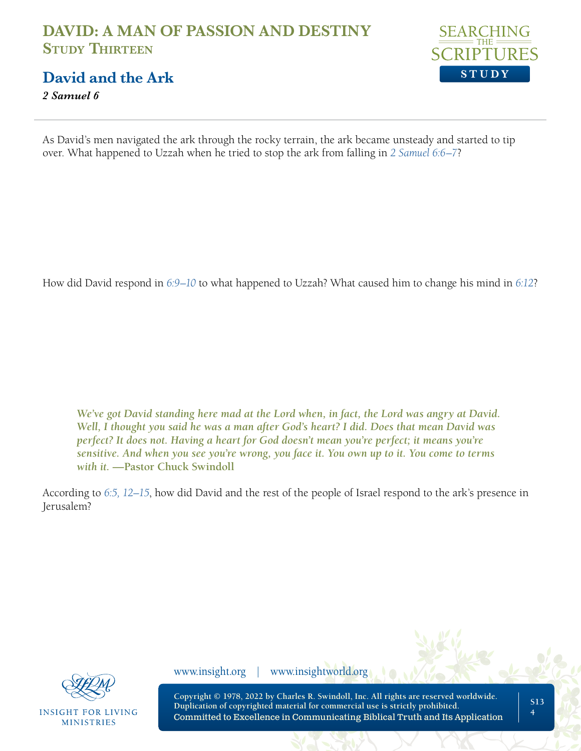As David's men navigated the ark through the rocky terrain, the ark became unsteady and started to tip over. What happened to Uzzah when he tried to stop the ark from falling in 2 Samuel 6:6–7?

How did David respond in 6:9–10 to what happened to Uzzah? What caused him to change his mind in 6:12?

> ***We've got David standing here mad at the Lord when, in fact, the Lord was angry at David. Well, I thought you said he was a man after God's heart? I did. Does that mean David was perfect? It does not. Having a heart for God doesn't mean you're perfect; it means you're sensitive. And when you see you're wrong, you face it. You own up to it. You come to terms with it.*** **—Pastor Chuck Swindoll**

According to 6:5, 12–15, how did David and the rest of the people of Israel respond to the ark's presence in Jerusalem?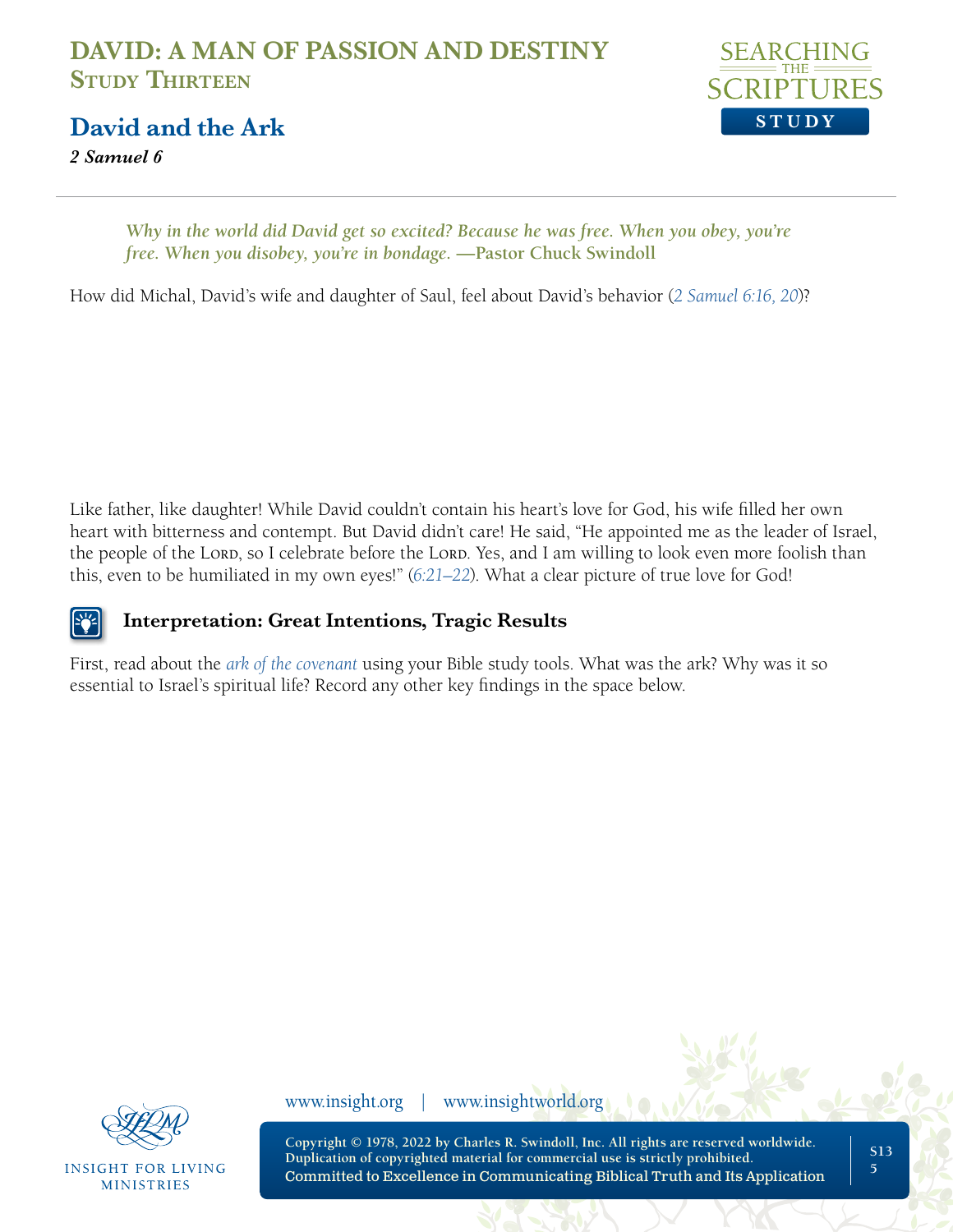# DAVID: A MAN OF PASSION AND DESTINY
## Study Thirteen

## David and the Ark

***2 Samuel 6***

> ***Why in the world did David get so excited? Because he was free. When you obey, you're free. When you disobey, you're in bondage.* —Pastor Chuck Swindoll**

How did Michal, David's wife and daughter of Saul, feel about David's behavior (*2 Samuel 6:16, 20*)?

Like father, like daughter! While David couldn't contain his heart's love for God, his wife filled her own heart with bitterness and contempt. But David didn't care! He said, "He appointed me as the leader of Israel, the people of the Lord, so I celebrate before the Lord. Yes, and I am willing to look even more foolish than this, even to be humiliated in my own eyes!" (*6:21–22*). What a clear picture of true love for God!

### Interpretation: Great Intentions, Tragic Results

First, read about the *ark of the covenant* using your Bible study tools. What was the ark? Why was it so essential to Israel's spiritual life? Record any other key findings in the space below.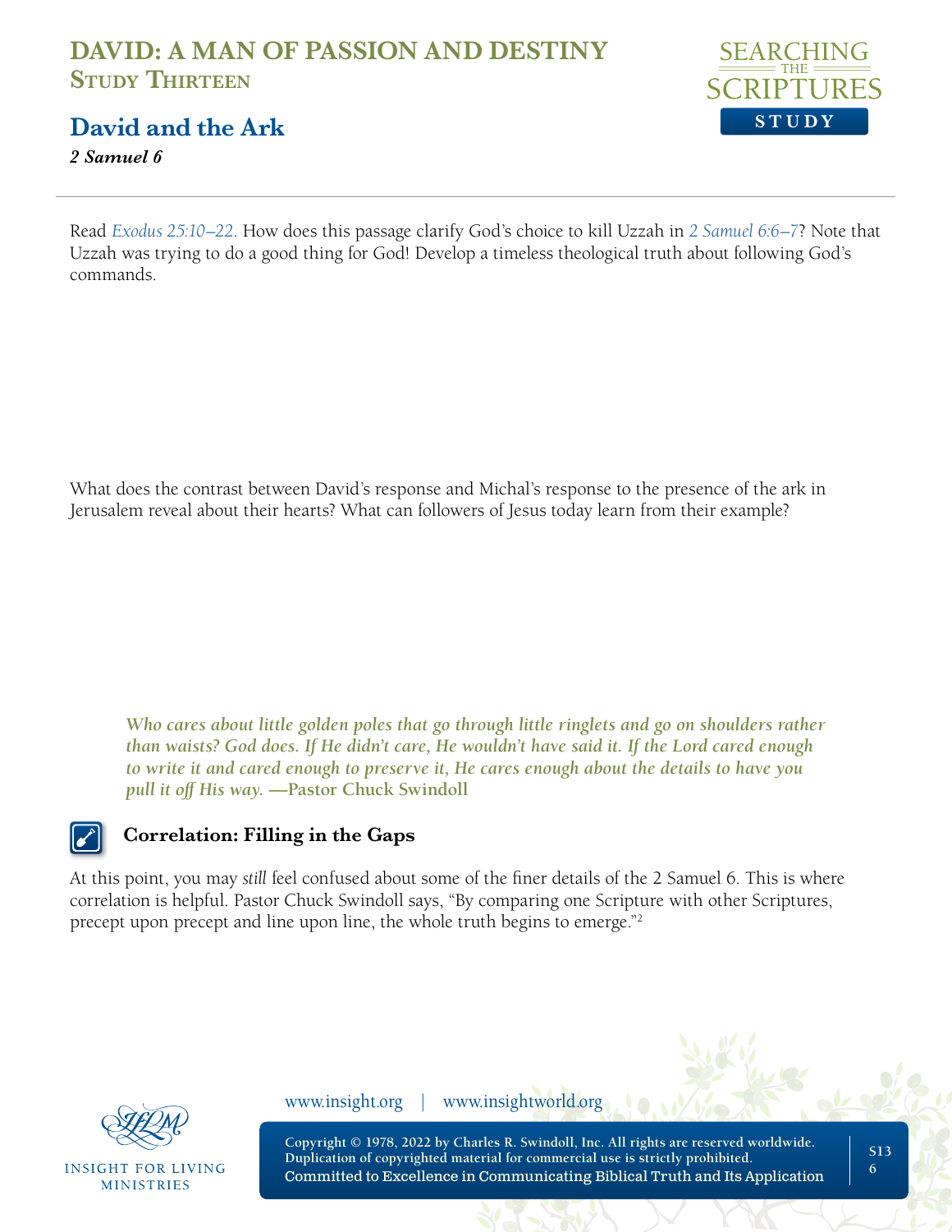Read *Exodus 25:10–22*. How does this passage clarify God's choice to kill Uzzah in *2 Samuel 6:6–7*? Note that Uzzah was trying to do a good thing for God! Develop a timeless theological truth about following God's commands.

What does the contrast between David's response and Michal's response to the presence of the ark in Jerusalem reveal about their hearts? What can followers of Jesus today learn from their example?

> ***Who cares about little golden poles that go through little ringlets and go on shoulders rather than waists? God does. If He didn't care, He wouldn't have said it. If the Lord cared enough to write it and cared enough to preserve it, He cares enough about the details to have you pull it off His way.* —Pastor Chuck Swindoll**

### Correlation: Filling in the Gaps

At this point, you may *still* feel confused about some of the finer details of the 2 Samuel 6. This is where correlation is helpful. Pastor Chuck Swindoll says, "By comparing one Scripture with other Scriptures, precept upon precept and line upon line, the whole truth begins to emerge."[2]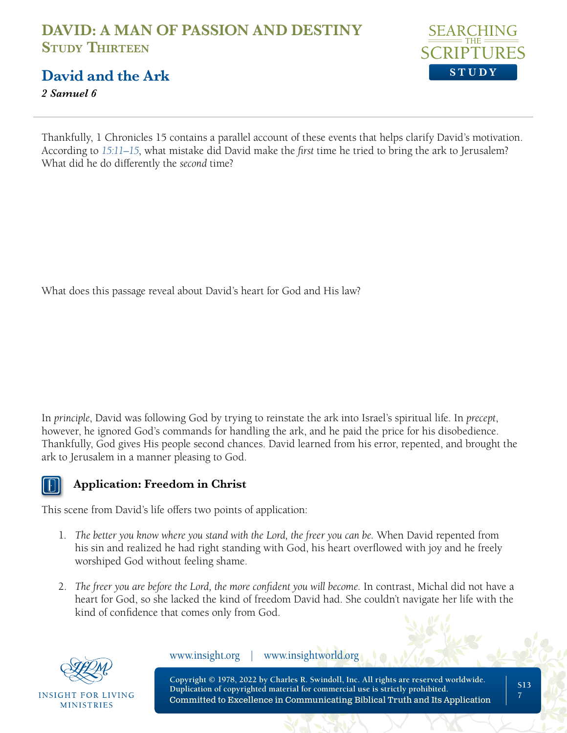Thankfully, 1 Chronicles 15 contains a parallel account of these events that helps clarify David's motivation. According to 15:11–15, what mistake did David make the *first* time he tried to bring the ark to Jerusalem? What did he do differently the *second* time?

What does this passage reveal about David's heart for God and His law?

In *principle*, David was following God by trying to reinstate the ark into Israel's spiritual life. In *precept*, however, he ignored God's commands for handling the ark, and he paid the price for his disobedience. Thankfully, God gives His people second chances. David learned from his error, repented, and brought the ark to Jerusalem in a manner pleasing to God.

## Application: Freedom in Christ

This scene from David's life offers two points of application:

1. *The better you know where you stand with the Lord, the freer you can be.* When David repented from his sin and realized he had right standing with God, his heart overflowed with joy and he freely worshiped God without feeling shame.

2. *The freer you are before the Lord, the more confident you will become.* In contrast, Michal did not have a heart for God, so she lacked the kind of freedom David had. She couldn't navigate her life with the kind of confidence that comes only from God.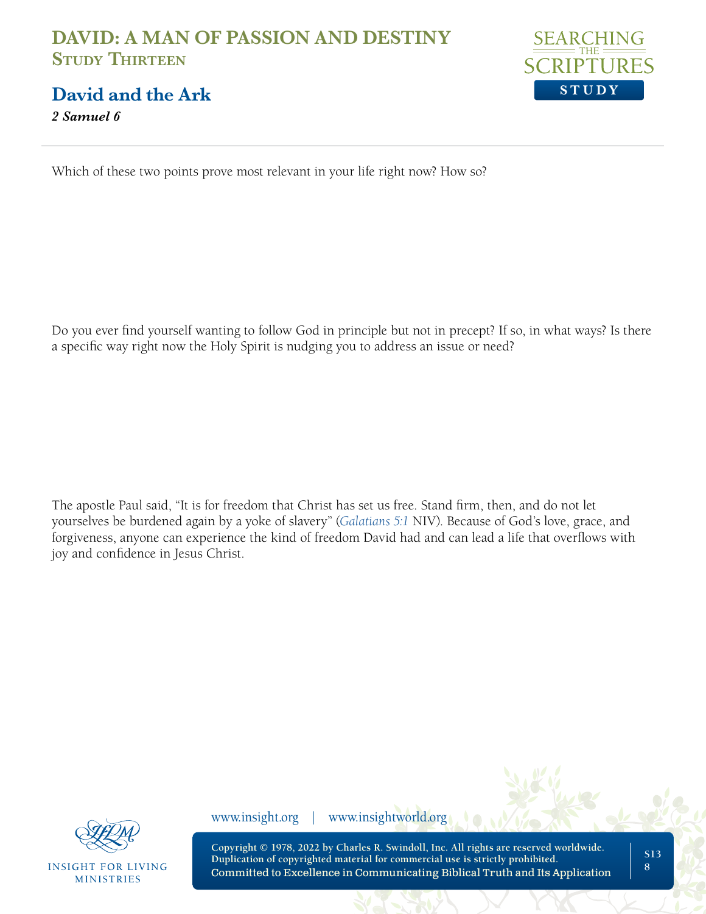Which of these two points prove most relevant in your life right now? How so?

Do you ever find yourself wanting to follow God in principle but not in precept? If so, in what ways? Is there a specific way right now the Holy Spirit is nudging you to address an issue or need?

The apostle Paul said, “It is for freedom that Christ has set us free. Stand firm, then, and do not let yourselves be burdened again by a yoke of slavery” (*Galatians 5:1* NIV). Because of God’s love, grace, and forgiveness, anyone can experience the kind of freedom David had and can lead a life that overflows with joy and confidence in Jesus Christ.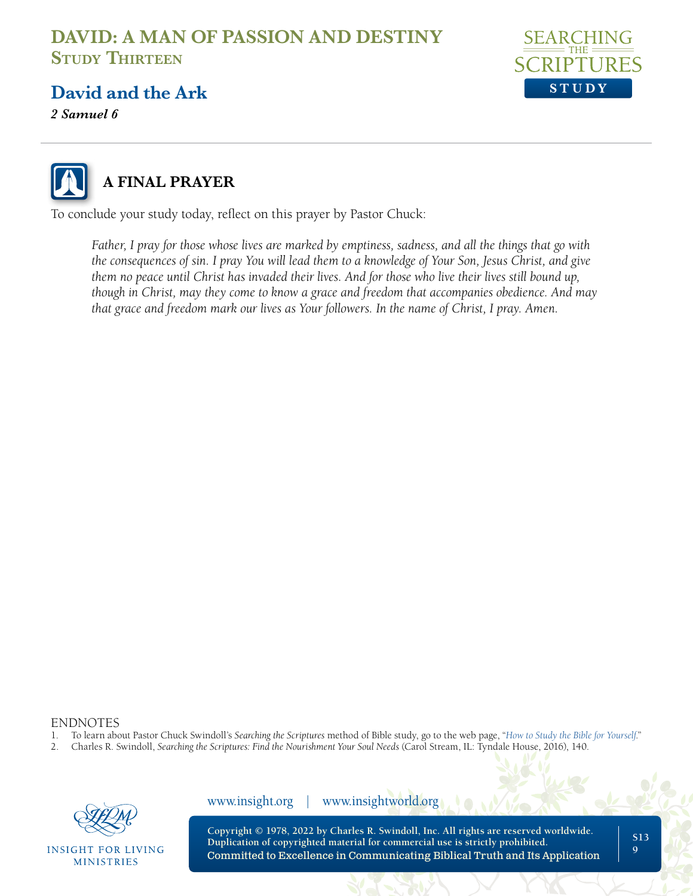# DAVID: A MAN OF PASSION AND DESTINY
## Study Thirteen

## David and the Ark

***2 Samuel 6***

### A FINAL PRAYER

To conclude your study today, reflect on this prayer by Pastor Chuck:

> *Father, I pray for those whose lives are marked by emptiness, sadness, and all the things that go with the consequences of sin. I pray You will lead them to a knowledge of Your Son, Jesus Christ, and give them no peace until Christ has invaded their lives. And for those who live their lives still bound up, though in Christ, may they come to know a grace and freedom that accompanies obedience. And may that grace and freedom mark our lives as Your followers. In the name of Christ, I pray. Amen.*

ENDNOTES

1. To learn about Pastor Chuck Swindoll's *Searching the Scriptures* method of Bible study, go to the web page, "*How to Study the Bible for Yourself*."
2. Charles R. Swindoll, *Searching the Scriptures: Find the Nourishment Your Soul Needs* (Carol Stream, IL: Tyndale House, 2016), 140.

www.insight.org | www.insightworld.org

Copyright © 1978, 2022 by Charles R. Swindoll, Inc. All rights are reserved worldwide. Duplication of copyrighted material for commercial use is strictly prohibited.
Committed to Excellence in Communicating Biblical Truth and Its Application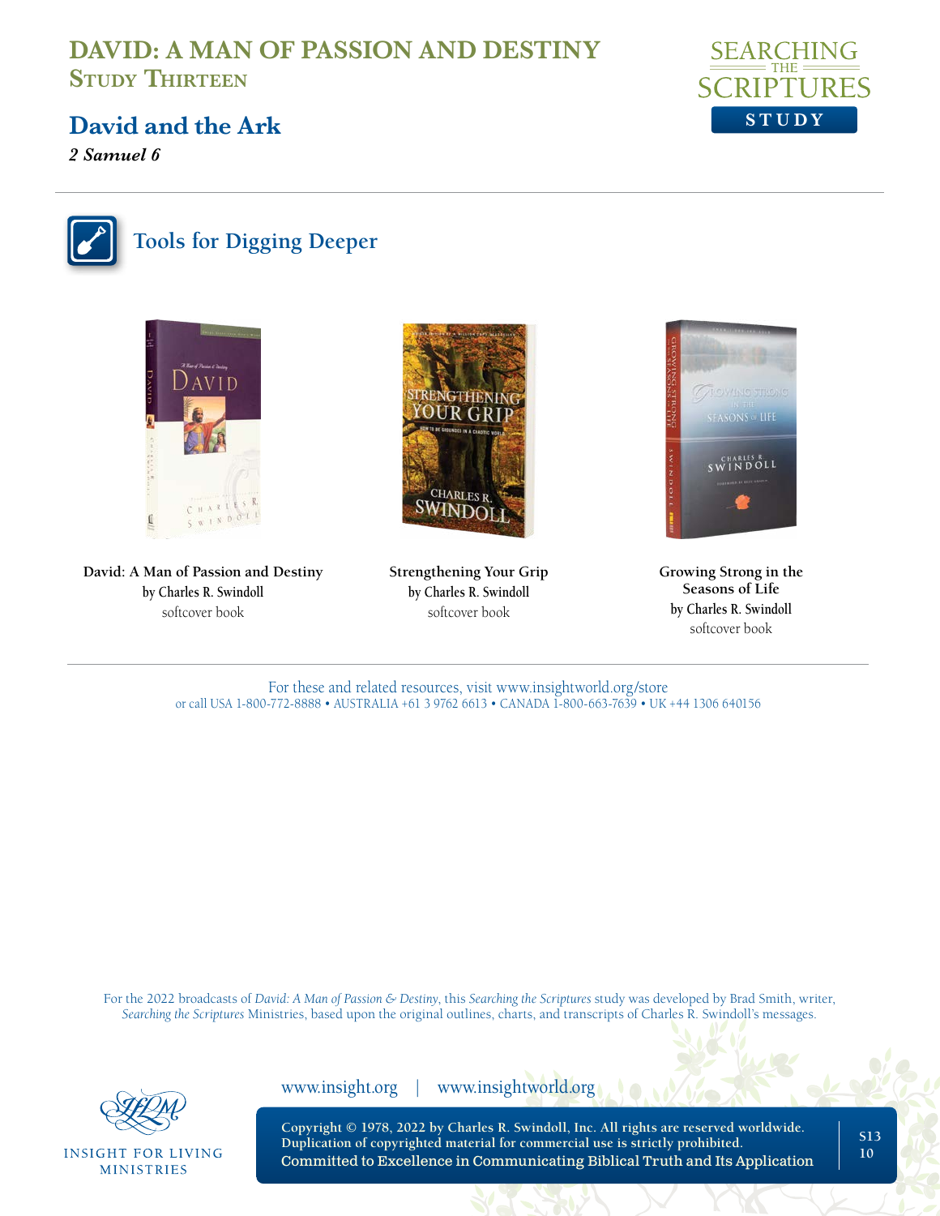# DAVID: A MAN OF PASSION AND DESTINY
## Study Thirteen

## David and the Ark
*2 Samuel 6*

### Tools for Digging Deeper

**David: A Man of Passion and Destiny**
by Charles R. Swindoll
softcover book

**Strengthening Your Grip**
by Charles R. Swindoll
softcover book

**Growing Strong in the Seasons of Life**
by Charles R. Swindoll
softcover book

For these and related resources, visit www.insightworld.org/store
or call USA 1-800-772-8888 • AUSTRALIA +61 3 9762 6613 • CANADA 1-800-663-7639 • UK +44 1306 640156

For the 2022 broadcasts of *David: A Man of Passion & Destiny*, this *Searching the Scriptures* study was developed by Brad Smith, writer, *Searching the Scriptures* Ministries, based upon the original outlines, charts, and transcripts of Charles R. Swindoll's messages.

Insight for Living Ministries

www.insight.org | www.insightworld.org

Copyright © 1978, 2022 by Charles R. Swindoll, Inc. All rights are reserved worldwide. Duplication of copyrighted material for commercial use is strictly prohibited.
Committed to Excellence in Communicating Biblical Truth and Its Application